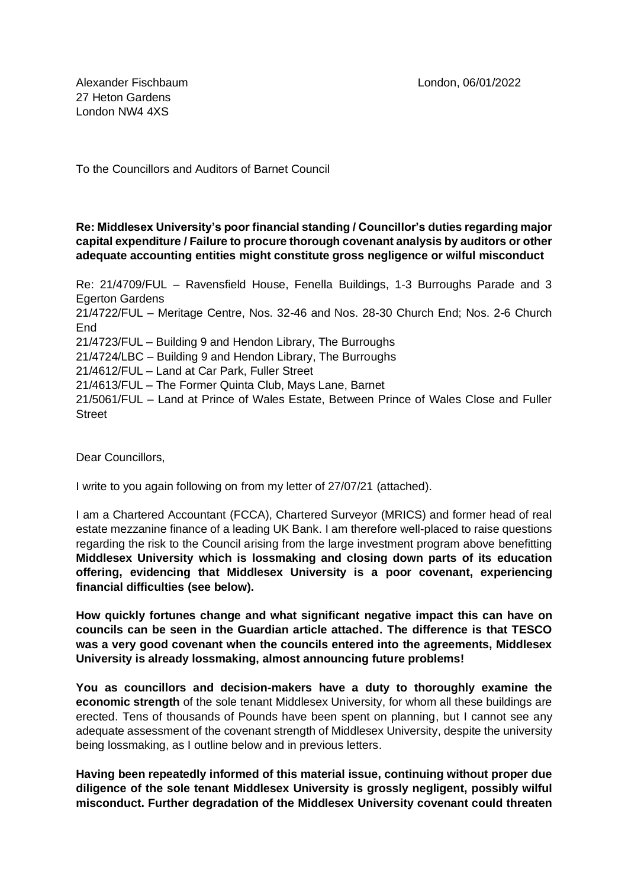Alexander Fischbaum
27 Heton Gardens
London NW4 4XS

London, 06/01/2022

To the Councillors and Auditors of Barnet Council

**Re: Middlesex University's poor financial standing / Councillor's duties regarding major capital expenditure / Failure to procure thorough covenant analysis by auditors or other adequate accounting entities might constitute gross negligence or wilful misconduct**

Re: 21/4709/FUL – Ravensfield House, Fenella Buildings, 1-3 Burroughs Parade and 3 Egerton Gardens
21/4722/FUL – Meritage Centre, Nos. 32-46 and Nos. 28-30 Church End; Nos. 2-6 Church End
21/4723/FUL – Building 9 and Hendon Library, The Burroughs
21/4724/LBC – Building 9 and Hendon Library, The Burroughs
21/4612/FUL – Land at Car Park, Fuller Street
21/4613/FUL – The Former Quinta Club, Mays Lane, Barnet
21/5061/FUL – Land at Prince of Wales Estate, Between Prince of Wales Close and Fuller Street

Dear Councillors,

I write to you again following on from my letter of 27/07/21 (attached).

I am a Chartered Accountant (FCCA), Chartered Surveyor (MRICS) and former head of real estate mezzanine finance of a leading UK Bank. I am therefore well-placed to raise questions regarding the risk to the Council arising from the large investment program above benefitting **Middlesex University which is lossmaking and closing down parts of its education offering, evidencing that Middlesex University is a poor covenant, experiencing financial difficulties (see below).**

**How quickly fortunes change and what significant negative impact this can have on councils can be seen in the Guardian article attached. The difference is that TESCO was a very good covenant when the councils entered into the agreements, Middlesex University is already lossmaking, almost announcing future problems!**

**You as councillors and decision-makers have a duty to thoroughly examine the economic strength** of the sole tenant Middlesex University, for whom all these buildings are erected. Tens of thousands of Pounds have been spent on planning, but I cannot see any adequate assessment of the covenant strength of Middlesex University, despite the university being lossmaking, as I outline below and in previous letters.

**Having been repeatedly informed of this material issue, continuing without proper due diligence of the sole tenant Middlesex University is grossly negligent, possibly wilful misconduct. Further degradation of the Middlesex University covenant could threaten**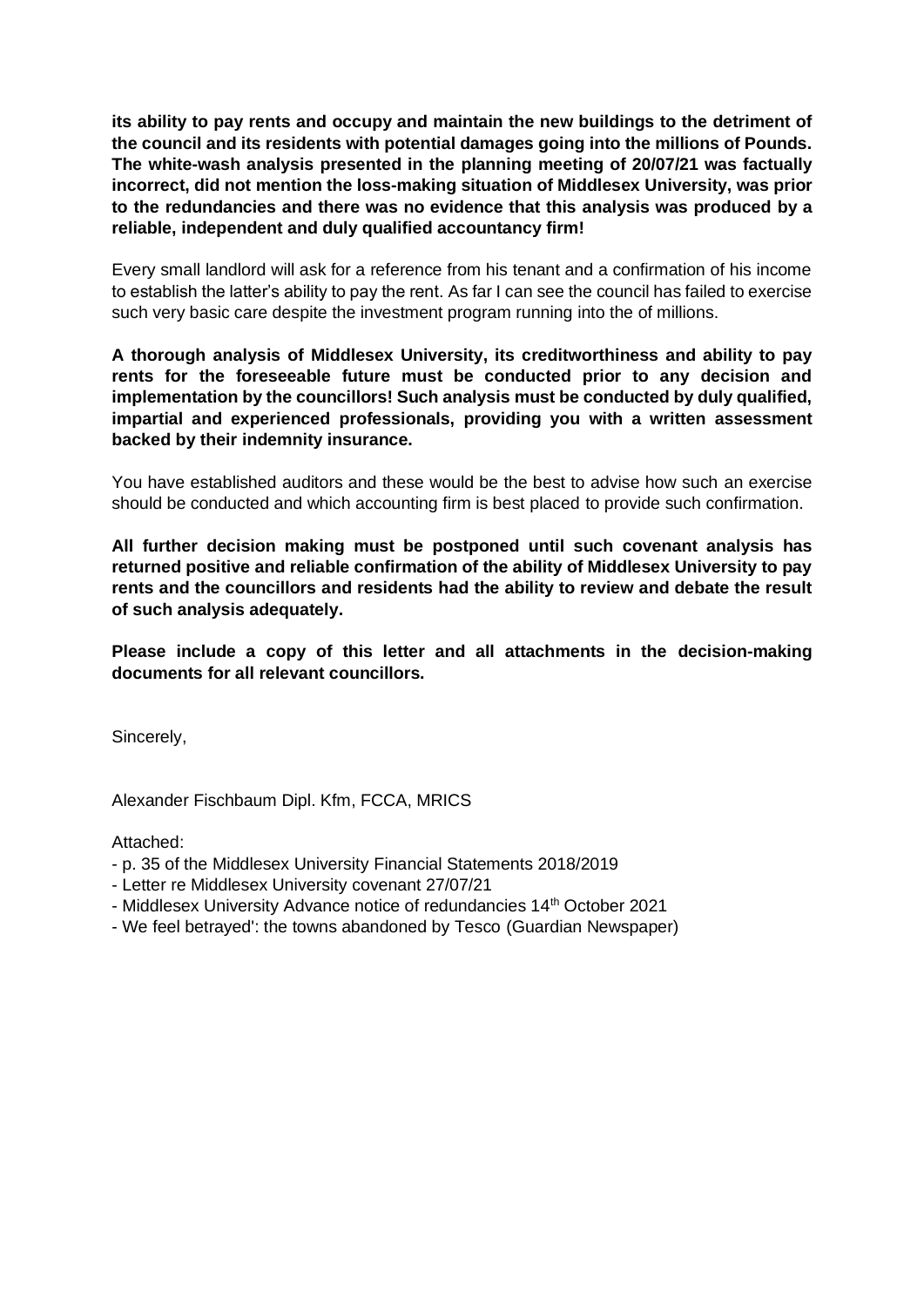**its ability to pay rents and occupy and maintain the new buildings to the detriment of the council and its residents with potential damages going into the millions of Pounds. The white-wash analysis presented in the planning meeting of 20/07/21 was factually incorrect, did not mention the loss-making situation of Middlesex University, was prior to the redundancies and there was no evidence that this analysis was produced by a reliable, independent and duly qualified accountancy firm!**

Every small landlord will ask for a reference from his tenant and a confirmation of his income to establish the latter's ability to pay the rent. As far I can see the council has failed to exercise such very basic care despite the investment program running into the of millions.

**A thorough analysis of Middlesex University, its creditworthiness and ability to pay rents for the foreseeable future must be conducted prior to any decision and implementation by the councillors! Such analysis must be conducted by duly qualified, impartial and experienced professionals, providing you with a written assessment backed by their indemnity insurance.**

You have established auditors and these would be the best to advise how such an exercise should be conducted and which accounting firm is best placed to provide such confirmation.

**All further decision making must be postponed until such covenant analysis has returned positive and reliable confirmation of the ability of Middlesex University to pay rents and the councillors and residents had the ability to review and debate the result of such analysis adequately.**

**Please include a copy of this letter and all attachments in the decision-making documents for all relevant councillors.**

Sincerely,

Alexander Fischbaum Dipl. Kfm, FCCA, MRICS

Attached:

- p. 35 of the Middlesex University Financial Statements 2018/2019
- Letter re Middlesex University covenant 27/07/21
- Middlesex University Advance notice of redundancies 14th October 2021
- We feel betrayed': the towns abandoned by Tesco (Guardian Newspaper)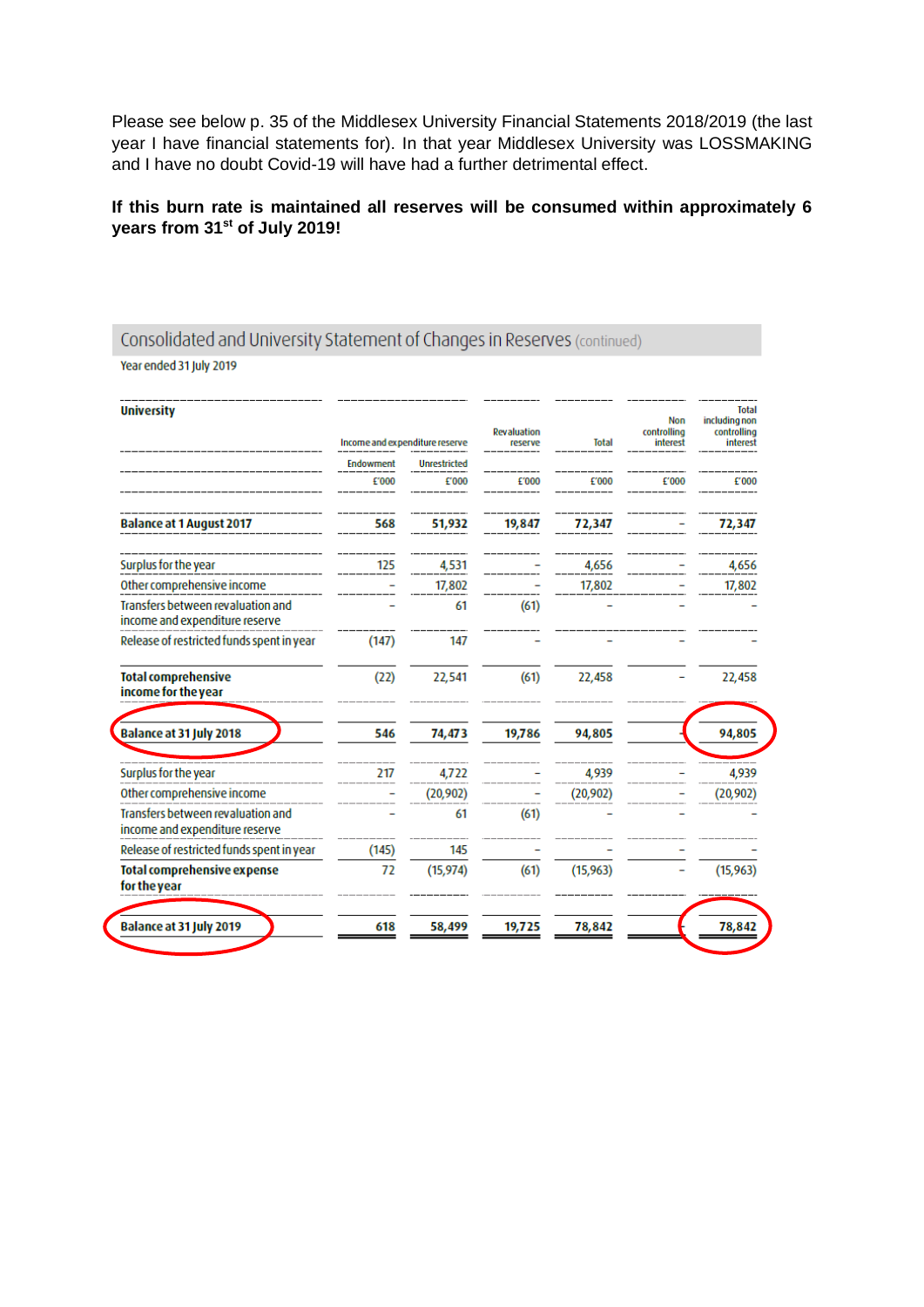Please see below p. 35 of the Middlesex University Financial Statements 2018/2019 (the last year I have financial statements for). In that year Middlesex University was LOSSMAKING and I have no doubt Covid-19 will have had a further detrimental effect.

**If this burn rate is maintained all reserves will be consumed within approximately 6 years from 31st of July 2019!**

## Consolidated and University Statement of Changes in Reserves (continued)

Year ended 31 July 2019

| University | Income and expenditure reserve | | Revaluation reserve | Total | Non controlling interest | Total including non controlling interest |
|---|---|---|---|---|---|---|
| | Endowment | Unrestricted | | | | |
| | £'000 | £'000 | £'000 | £'000 | £'000 | £'000 |
| **Balance at 1 August 2017** | **568** | **51,932** | **19,847** | **72,347** | – | **72,347** |
| Surplus for the year | 125 | 4,531 | – | 4,656 | – | 4,656 |
| Other comprehensive income | – | 17,802 | – | 17,802 | – | 17,802 |
| Transfers between revaluation and income and expenditure reserve | – | 61 | (61) | – | – | – |
| Release of restricted funds spent in year | (147) | 147 | – | – | – | – |
| **Total comprehensive income for the year** | (22) | 22,541 | (61) | 22,458 | – | 22,458 |
| **Balance at 31 July 2018** | **546** | **74,473** | **19,786** | **94,805** | – | **94,805** |
| Surplus for the year | 217 | 4,722 | – | 4,939 | – | 4,939 |
| Other comprehensive income | – | (20,902) | – | (20,902) | – | (20,902) |
| Transfers between revaluation and income and expenditure reserve | – | 61 | (61) | – | – | – |
| Release of restricted funds spent in year | (145) | 145 | – | – | – | – |
| **Total comprehensive expense for the year** | 72 | (15,974) | (61) | (15,963) | – | (15,963) |
| **Balance at 31 July 2019** | **618** | **58,499** | **19,725** | **78,842** | – | **78,842** |